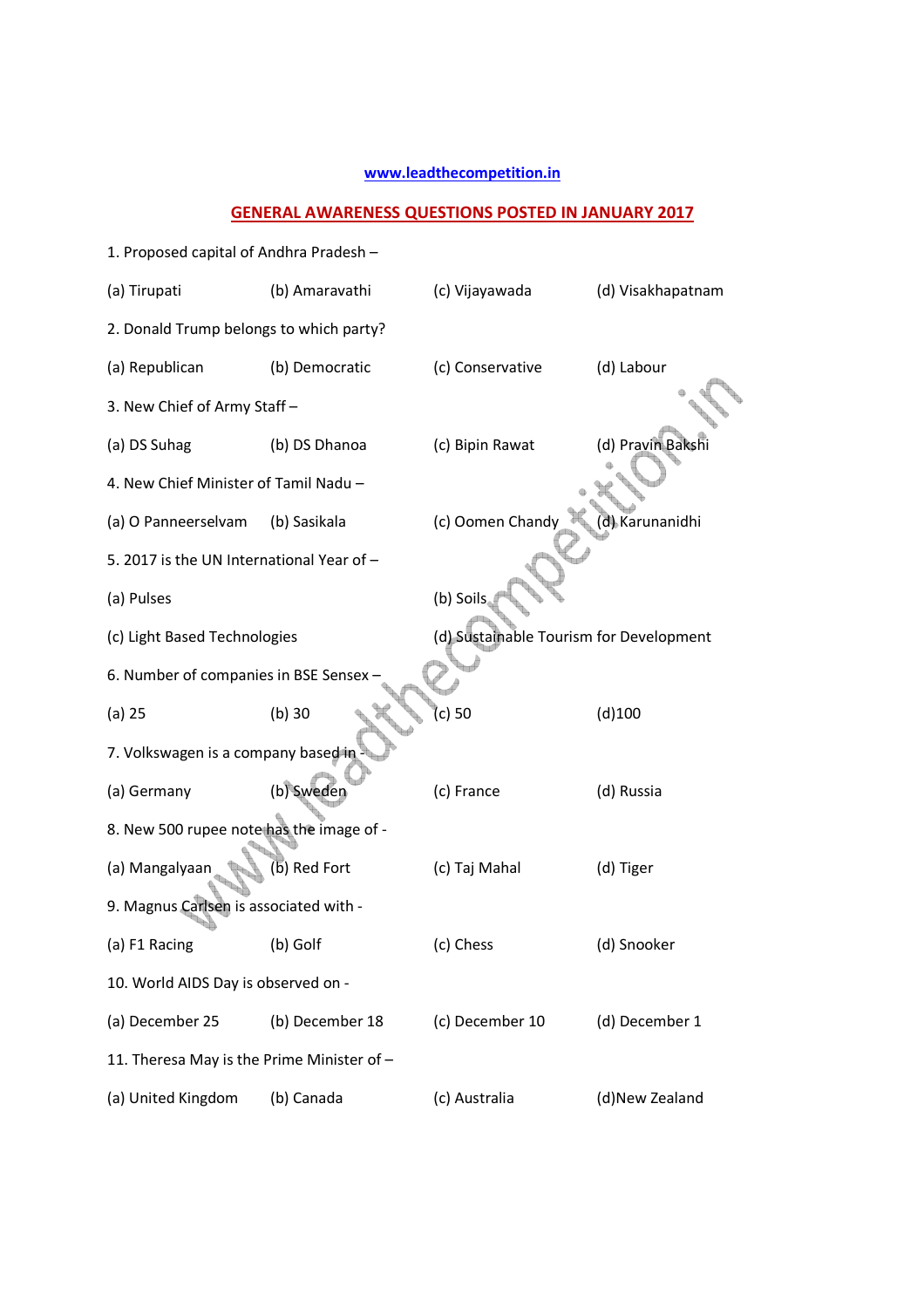www.leadthecompetition.in

## GENERAL AWARENESS QUESTIONS POSTED IN JANUARY 2017

1. Proposed capital of Andhra Pradesh –

(a) Tirupati (b) Amaravathi (c) Vijayawada (d) Visakhapatnam

2. Donald Trump belongs to which party?

(a) Republican (b) Democratic (c) Conservative (d) Labour

3. New Chief of Army Staff –

(a) DS Suhag (b) DS Dhanoa (c) Bipin Rawat (d) Pravin Bakshi

4. New Chief Minister of Tamil Nadu –

(a) O Panneerselvam (b) Sasikala (c) Oomen Chandy (d) Karunanidhi

5. 2017 is the UN International Year of –

(a) Pulses (b) Soils

(c) Light Based Technologies (d) Sustainable Tourism for Development

6. Number of companies in BSE Sensex –

(a) 25 (b) 30 (c) 50 (d)100

7. Volkswagen is a company based in -

(a) Germany (b) Sweden (c) France (d) Russia

8. New 500 rupee note has the image of -

(a) Mangalyaan (b) Red Fort (c) Taj Mahal (d) Tiger

9. Magnus Carlsen is associated with -

(a) F1 Racing (b) Golf (c) Chess (d) Snooker

10. World AIDS Day is observed on -

(a) December 25 (b) December 18 (c) December 10 (d) December 1

11. Theresa May is the Prime Minister of –

(a) United Kingdom (b) Canada (c) Australia (d)New Zealand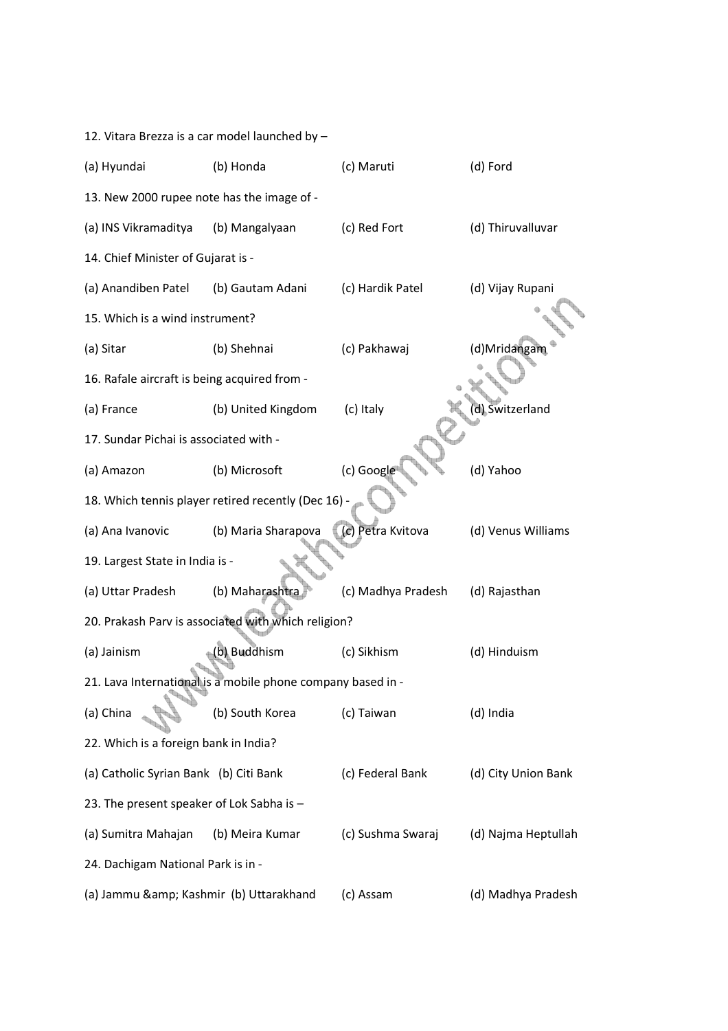12. Vitara Brezza is a car model launched by –

(a) Hyundai (b) Honda (c) Maruti (d) Ford

13. New 2000 rupee note has the image of -

(a) INS Vikramaditya (b) Mangalyaan (c) Red Fort (d) Thiruvalluvar

14. Chief Minister of Gujarat is -

(a) Anandiben Patel (b) Gautam Adani (c) Hardik Patel (d) Vijay Rupani

15. Which is a wind instrument?

(a) Sitar (b) Shehnai (c) Pakhawaj (d)Mridangam

16. Rafale aircraft is being acquired from -

(a) France (b) United Kingdom (c) Italy (d) Switzerland

17. Sundar Pichai is associated with -

(a) Amazon (b) Microsoft (c) Google (d) Yahoo

18. Which tennis player retired recently (Dec 16) -

(a) Ana Ivanovic (b) Maria Sharapova (c) Petra Kvitova (d) Venus Williams

19. Largest State in India is -

(a) Uttar Pradesh (b) Maharashtra (c) Madhya Pradesh (d) Rajasthan

20. Prakash Parv is associated with which religion?

(a) Jainism (b) Buddhism (c) Sikhism (d) Hinduism

21. Lava International is a mobile phone company based in -

(a) China (b) South Korea (c) Taiwan (d) India

22. Which is a foreign bank in India?

(a) Catholic Syrian Bank (b) Citi Bank (c) Federal Bank (d) City Union Bank

23. The present speaker of Lok Sabha is –

(a) Sumitra Mahajan (b) Meira Kumar (c) Sushma Swaraj (d) Najma Heptullah

24. Dachigam National Park is in -

(a) Jammu &amp; Kashmir (b) Uttarakhand (c) Assam (d) Madhya Pradesh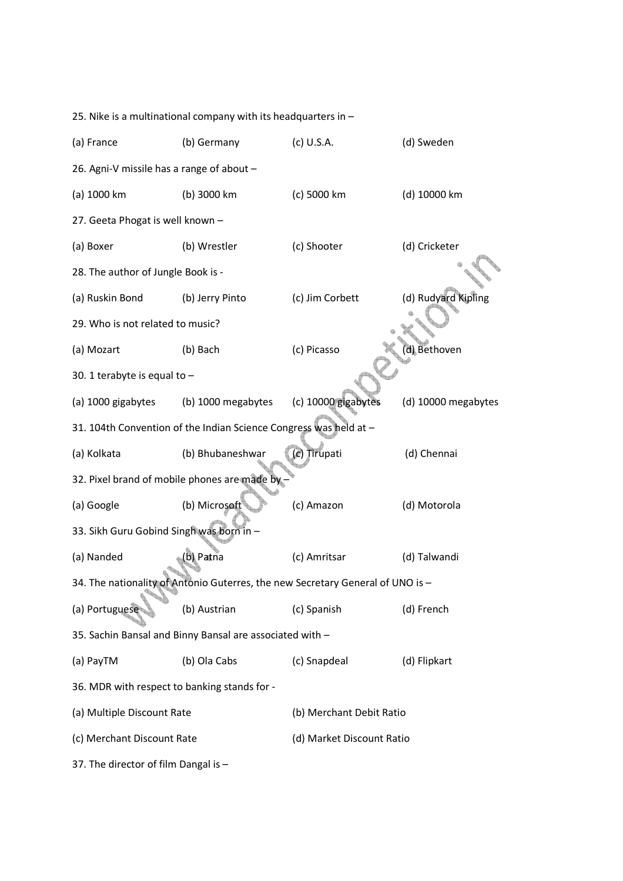25. Nike is a multinational company with its headquarters in –

(a) France (b) Germany (c) U.S.A. (d) Sweden

26. Agni-V missile has a range of about –

(a) 1000 km (b) 3000 km (c) 5000 km (d) 10000 km

27. Geeta Phogat is well known –

(a) Boxer (b) Wrestler (c) Shooter (d) Cricketer

28. The author of Jungle Book is -

(a) Ruskin Bond (b) Jerry Pinto (c) Jim Corbett (d) Rudyard Kipling

29. Who is not related to music?

(a) Mozart (b) Bach (c) Picasso (d) Bethoven

30. 1 terabyte is equal to –

(a) 1000 gigabytes (b) 1000 megabytes (c) 10000 gigabytes (d) 10000 megabytes

31. 104th Convention of the Indian Science Congress was held at –

(a) Kolkata (b) Bhubaneshwar (c) Tirupati (d) Chennai

32. Pixel brand of mobile phones are made by –

(a) Google (b) Microsoft (c) Amazon (d) Motorola

33. Sikh Guru Gobind Singh was born in –

(a) Nanded (b) Patna (c) Amritsar (d) Talwandi

34. The nationality of Antonio Guterres, the new Secretary General of UNO is –

(a) Portuguese (b) Austrian (c) Spanish (d) French

35. Sachin Bansal and Binny Bansal are associated with –

(a) PayTM (b) Ola Cabs (c) Snapdeal (d) Flipkart

36. MDR with respect to banking stands for -

(a) Multiple Discount Rate (b) Merchant Debit Ratio

(c) Merchant Discount Rate (d) Market Discount Ratio

37. The director of film Dangal is –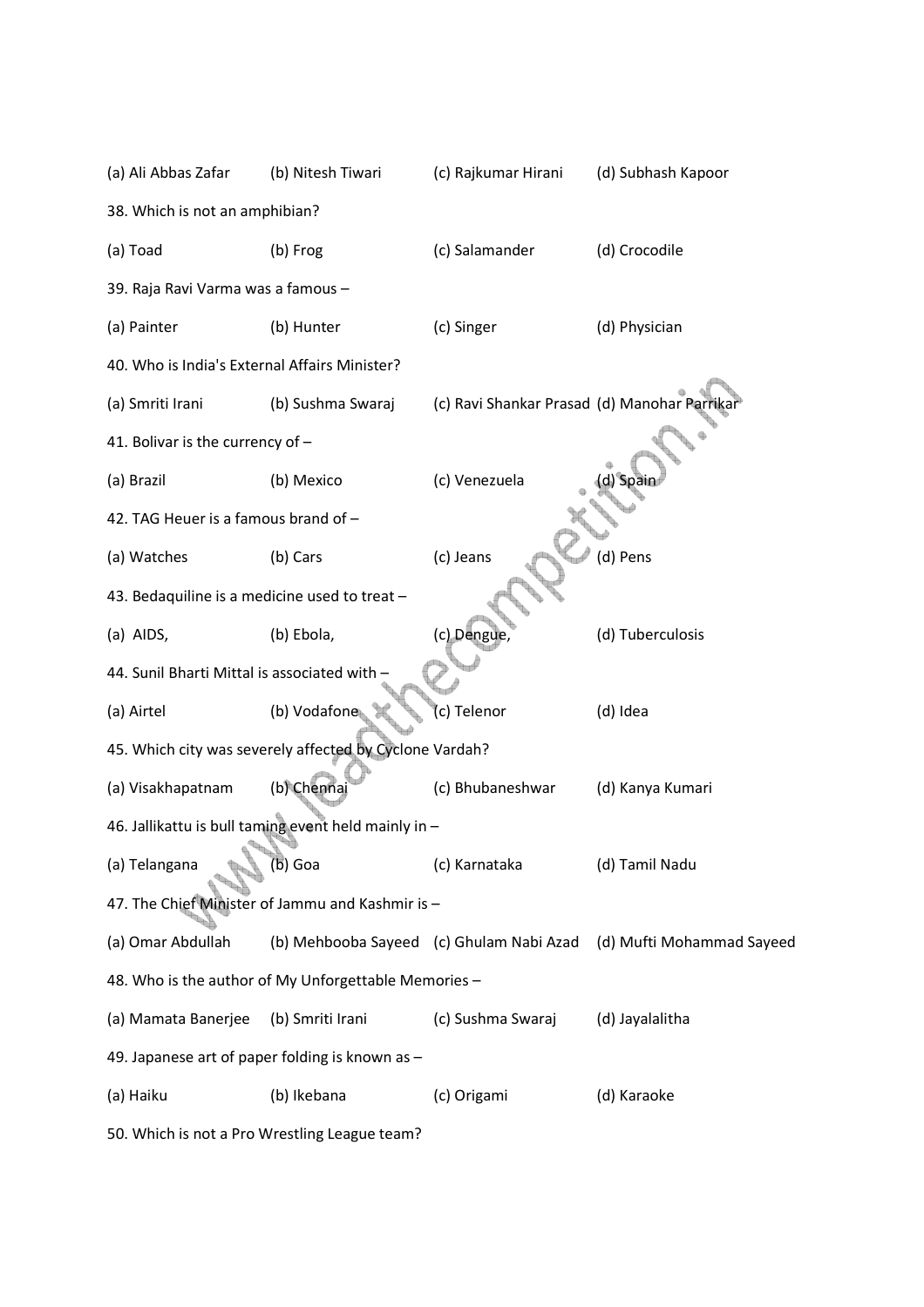(a) Ali Abbas Zafar (b) Nitesh Tiwari (c) Rajkumar Hirani (d) Subhash Kapoor

38. Which is not an amphibian?

(a) Toad (b) Frog (c) Salamander (d) Crocodile

39. Raja Ravi Varma was a famous –

(a) Painter (b) Hunter (c) Singer (d) Physician

40. Who is India's External Affairs Minister?

(a) Smriti Irani (b) Sushma Swaraj (c) Ravi Shankar Prasad (d) Manohar Parrikar

41. Bolivar is the currency of –

(a) Brazil (b) Mexico (c) Venezuela (d) Spain

42. TAG Heuer is a famous brand of –

(a) Watches (b) Cars (c) Jeans (d) Pens

43. Bedaquiline is a medicine used to treat –

(a) AIDS, (b) Ebola, (c) Dengue, (d) Tuberculosis

44. Sunil Bharti Mittal is associated with –

(a) Airtel (b) Vodafone (c) Telenor (d) Idea

45. Which city was severely affected by Cyclone Vardah?

(a) Visakhapatnam (b) Chennai (c) Bhubaneshwar (d) Kanya Kumari

46. Jallikattu is bull taming event held mainly in –

(a) Telangana (b) Goa (c) Karnataka (d) Tamil Nadu

47. The Chief Minister of Jammu and Kashmir is –

(a) Omar Abdullah (b) Mehbooba Sayeed (c) Ghulam Nabi Azad (d) Mufti Mohammad Sayeed

48. Who is the author of My Unforgettable Memories –

(a) Mamata Banerjee (b) Smriti Irani (c) Sushma Swaraj (d) Jayalalitha

49. Japanese art of paper folding is known as –

(a) Haiku (b) Ikebana (c) Origami (d) Karaoke

50. Which is not a Pro Wrestling League team?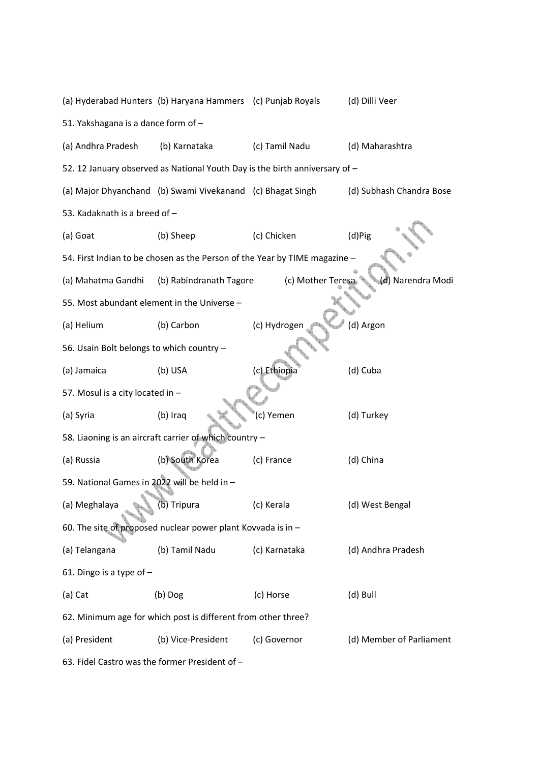(a) Hyderabad Hunters (b) Haryana Hammers (c) Punjab Royals (d) Dilli Veer

51. Yakshagana is a dance form of –

(a) Andhra Pradesh (b) Karnataka (c) Tamil Nadu (d) Maharashtra

52. 12 January observed as National Youth Day is the birth anniversary of –

(a) Major Dhyanchand (b) Swami Vivekanand (c) Bhagat Singh (d) Subhash Chandra Bose

53. Kadaknath is a breed of –

(a) Goat (b) Sheep (c) Chicken (d)Pig

54. First Indian to be chosen as the Person of the Year by TIME magazine –

(a) Mahatma Gandhi (b) Rabindranath Tagore (c) Mother Teresa (d) Narendra Modi

55. Most abundant element in the Universe –

(a) Helium (b) Carbon (c) Hydrogen (d) Argon

56. Usain Bolt belongs to which country –

(a) Jamaica (b) USA (c) Ethiopia (d) Cuba

57. Mosul is a city located in –

(a) Syria (b) Iraq (c) Yemen (d) Turkey

58. Liaoning is an aircraft carrier of which country –

(a) Russia (b) South Korea (c) France (d) China

59. National Games in 2022 will be held in –

(a) Meghalaya (b) Tripura (c) Kerala (d) West Bengal

60. The site of proposed nuclear power plant Kovvada is in –

(a) Telangana (b) Tamil Nadu (c) Karnataka (d) Andhra Pradesh

61. Dingo is a type of –

(a) Cat (b) Dog (c) Horse (d) Bull

62. Minimum age for which post is different from other three?

(a) President (b) Vice-President (c) Governor (d) Member of Parliament

63. Fidel Castro was the former President of –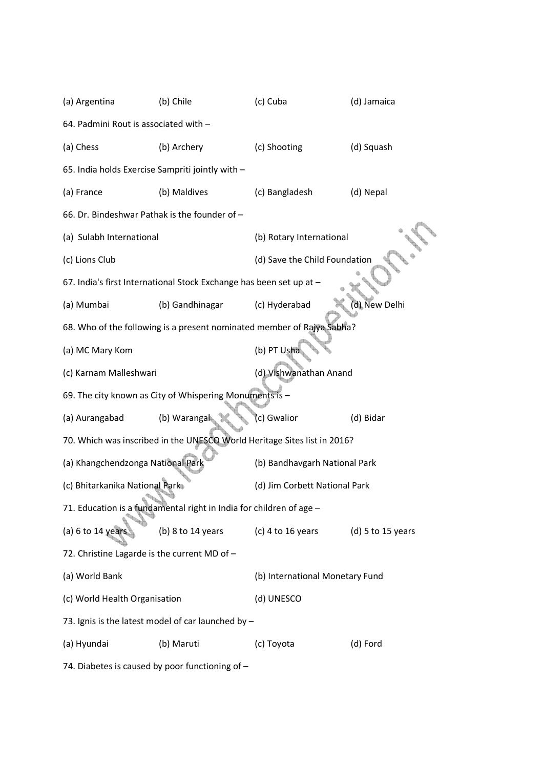(a) Argentina (b) Chile (c) Cuba (d) Jamaica

64. Padmini Rout is associated with –

(a) Chess (b) Archery (c) Shooting (d) Squash

65. India holds Exercise Sampriti jointly with –

(a) France (b) Maldives (c) Bangladesh (d) Nepal

66. Dr. Bindeshwar Pathak is the founder of –

(a) Sulabh International (b) Rotary International

(c) Lions Club (d) Save the Child Foundation

67. India's first International Stock Exchange has been set up at –

(a) Mumbai (b) Gandhinagar (c) Hyderabad (d) New Delhi

68. Who of the following is a present nominated member of Rajya Sabha?

(a) MC Mary Kom (b) PT Usha

(c) Karnam Malleshwari (d) Vishwanathan Anand

69. The city known as City of Whispering Monuments is –

(a) Aurangabad (b) Warangal (c) Gwalior (d) Bidar

70. Which was inscribed in the UNESCO World Heritage Sites list in 2016?

(a) Khangchendzonga National Park (b) Bandhavgarh National Park

(c) Bhitarkanika National Park (d) Jim Corbett National Park

71. Education is a fundamental right in India for children of age –

(a) 6 to 14 years (b) 8 to 14 years (c) 4 to 16 years (d) 5 to 15 years

72. Christine Lagarde is the current MD of –

(a) World Bank (b) International Monetary Fund

(c) World Health Organisation (d) UNESCO

73. Ignis is the latest model of car launched by –

(a) Hyundai (b) Maruti (c) Toyota (d) Ford

74. Diabetes is caused by poor functioning of –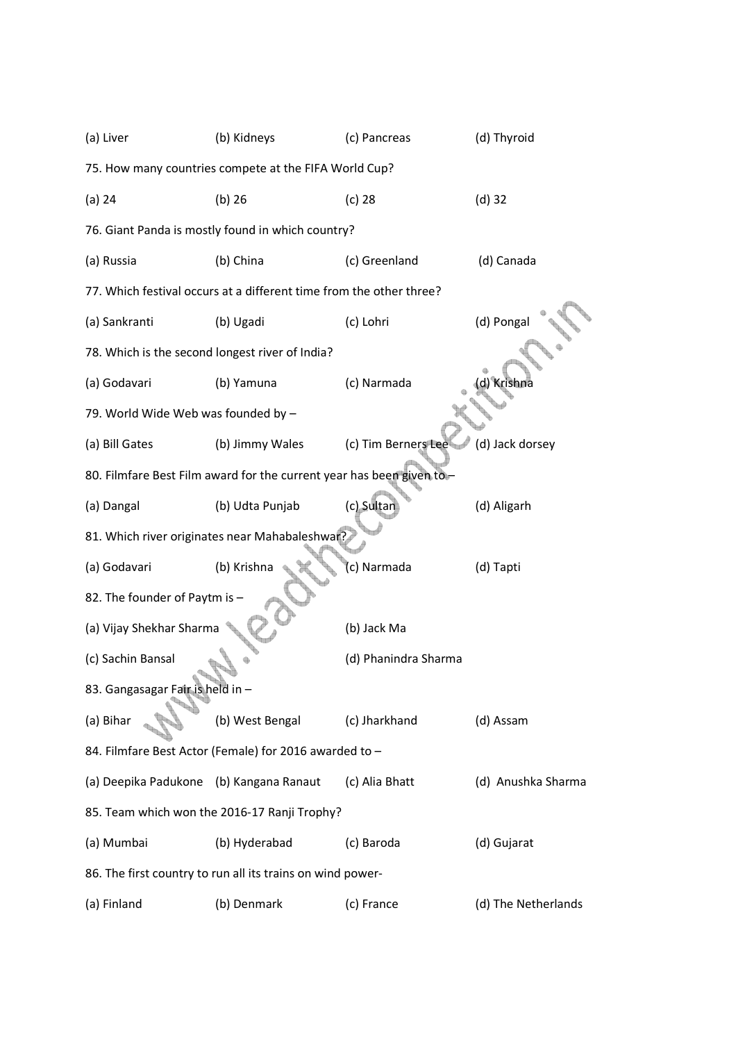(a) Liver (b) Kidneys (c) Pancreas (d) Thyroid

75. How many countries compete at the FIFA World Cup?

(a) 24 (b) 26 (c) 28 (d) 32

76. Giant Panda is mostly found in which country?

(a) Russia (b) China (c) Greenland (d) Canada

77. Which festival occurs at a different time from the other three?

(a) Sankranti (b) Ugadi (c) Lohri (d) Pongal

78. Which is the second longest river of India?

(a) Godavari (b) Yamuna (c) Narmada (d) Krishna

79. World Wide Web was founded by –

(a) Bill Gates (b) Jimmy Wales (c) Tim Berners Lee (d) Jack dorsey

80. Filmfare Best Film award for the current year has been given to –

(a) Dangal (b) Udta Punjab (c) Sultan (d) Aligarh

81. Which river originates near Mahabaleshwar?

(a) Godavari (b) Krishna (c) Narmada (d) Tapti

82. The founder of Paytm is –

(a) Vijay Shekhar Sharma (b) Jack Ma

(c) Sachin Bansal (d) Phanindra Sharma

83. Gangasagar Fair is held in –

(a) Bihar (b) West Bengal (c) Jharkhand (d) Assam

84. Filmfare Best Actor (Female) for 2016 awarded to –

(a) Deepika Padukone (b) Kangana Ranaut (c) Alia Bhatt (d) Anushka Sharma

85. Team which won the 2016-17 Ranji Trophy?

(a) Mumbai (b) Hyderabad (c) Baroda (d) Gujarat

86. The first country to run all its trains on wind power-

(a) Finland (b) Denmark (c) France (d) The Netherlands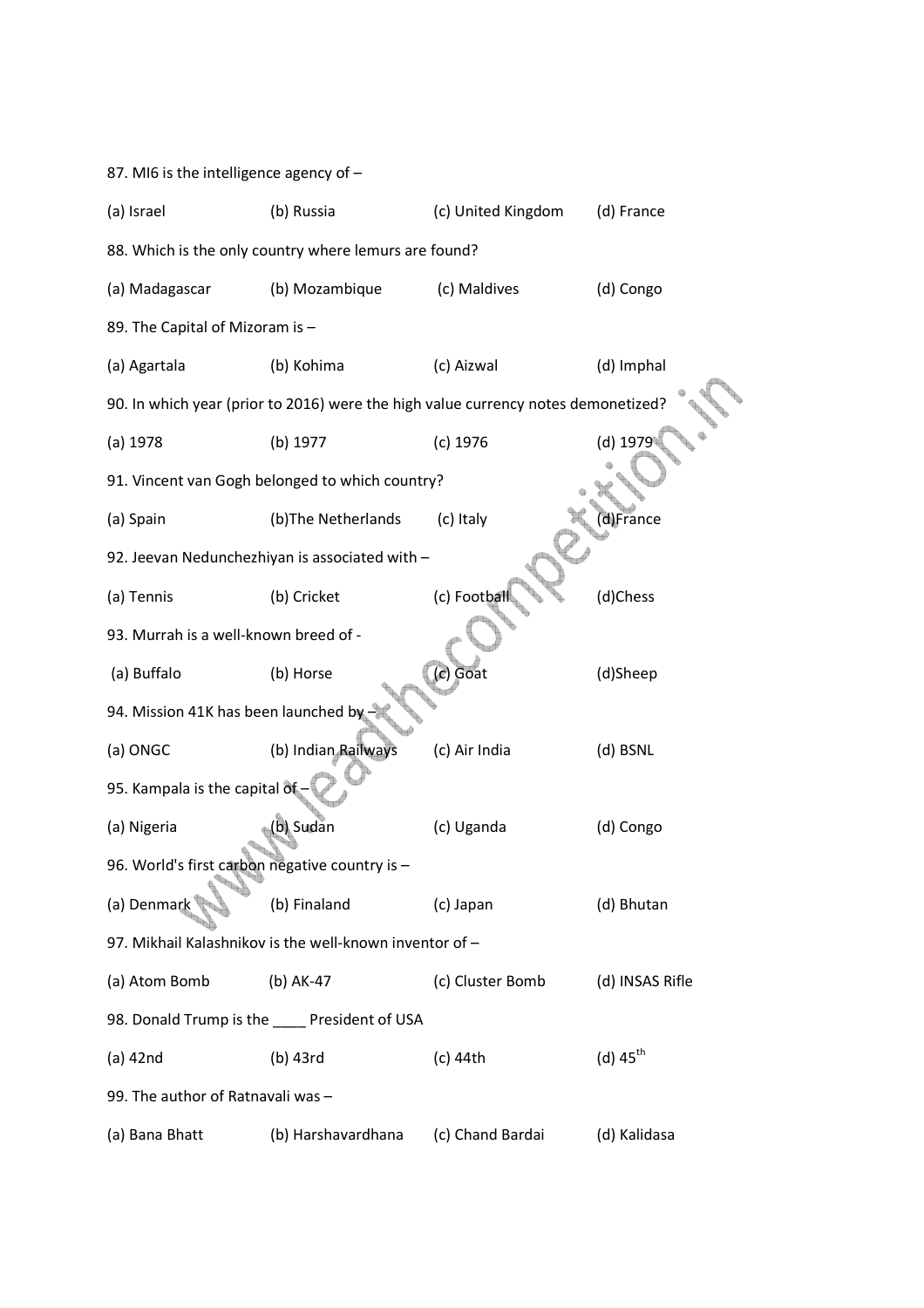87. MI6 is the intelligence agency of –

(a) Israel (b) Russia (c) United Kingdom (d) France

88. Which is the only country where lemurs are found?

(a) Madagascar (b) Mozambique (c) Maldives (d) Congo

89. The Capital of Mizoram is –

(a) Agartala (b) Kohima (c) Aizwal (d) Imphal

90. In which year (prior to 2016) were the high value currency notes demonetized?

(a) 1978 (b) 1977 (c) 1976 (d) 1979

91. Vincent van Gogh belonged to which country?

(a) Spain (b)The Netherlands (c) Italy (d)France

92. Jeevan Nedunchezhiyan is associated with –

(a) Tennis (b) Cricket (c) Football (d)Chess

93. Murrah is a well-known breed of -

(a) Buffalo (b) Horse (c) Goat (d)Sheep

94. Mission 41K has been launched by –

(a) ONGC (b) Indian Railways (c) Air India (d) BSNL

95. Kampala is the capital of –

(a) Nigeria (b) Sudan (c) Uganda (d) Congo

96. World's first carbon negative country is –

(a) Denmark (b) Finaland (c) Japan (d) Bhutan

97. Mikhail Kalashnikov is the well-known inventor of –

(a) Atom Bomb (b) AK-47 (c) Cluster Bomb (d) INSAS Rifle

98. Donald Trump is the ____ President of USA

(a) 42nd (b) 43rd (c) 44th (d) 45th

99. The author of Ratnavali was –

(a) Bana Bhatt (b) Harshavardhana (c) Chand Bardai (d) Kalidasa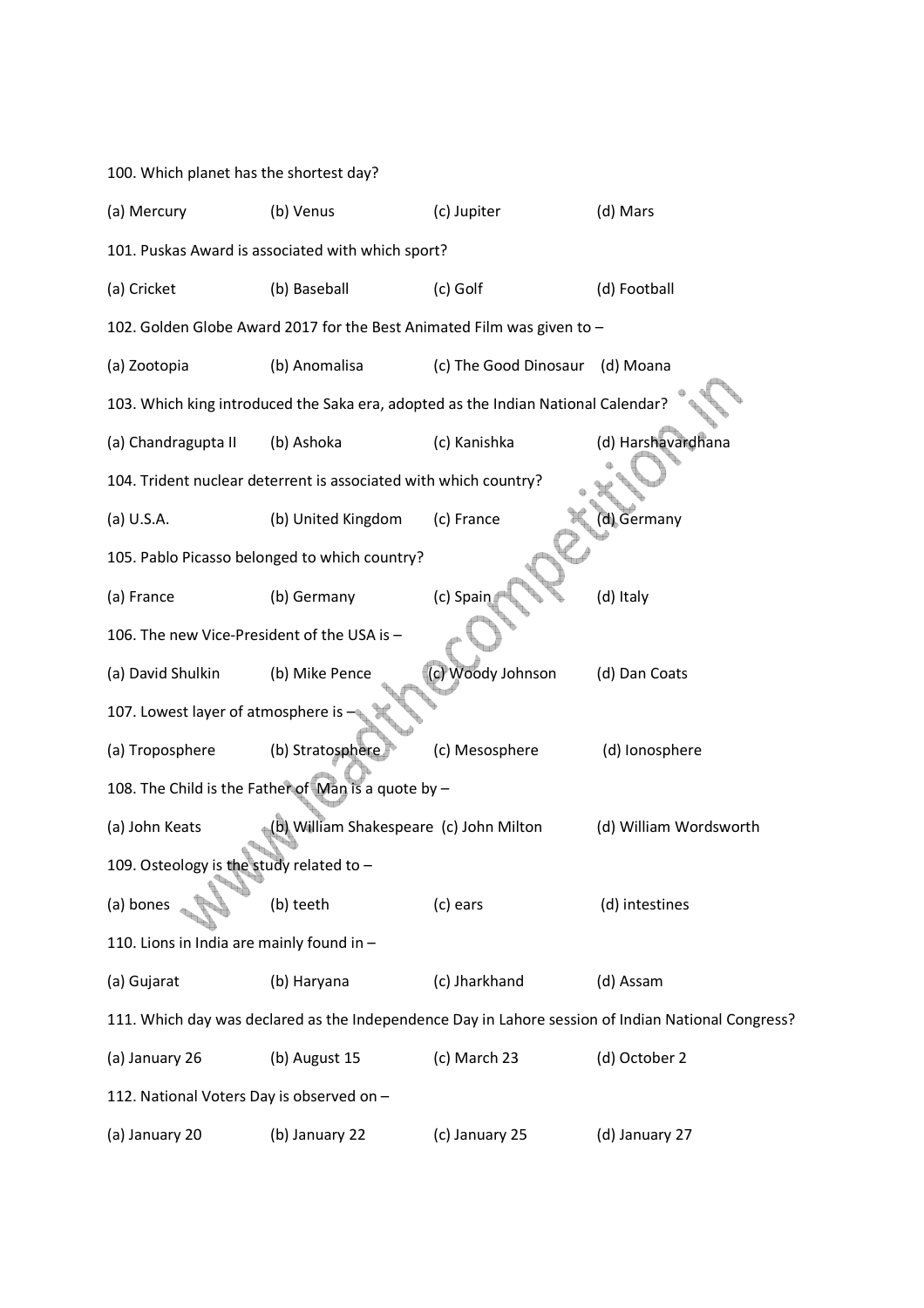100. Which planet has the shortest day?

(a) Mercury (b) Venus (c) Jupiter (d) Mars

101. Puskas Award is associated with which sport?

(a) Cricket (b) Baseball (c) Golf (d) Football

102. Golden Globe Award 2017 for the Best Animated Film was given to –

(a) Zootopia (b) Anomalisa (c) The Good Dinosaur (d) Moana

103. Which king introduced the Saka era, adopted as the Indian National Calendar?

(a) Chandragupta II (b) Ashoka (c) Kanishka (d) Harshavardhana

104. Trident nuclear deterrent is associated with which country?

(a) U.S.A. (b) United Kingdom (c) France (d) Germany

105. Pablo Picasso belonged to which country?

(a) France (b) Germany (c) Spain (d) Italy

106. The new Vice-President of the USA is –

(a) David Shulkin (b) Mike Pence (c) Woody Johnson (d) Dan Coats

107. Lowest layer of atmosphere is –

(a) Troposphere (b) Stratosphere (c) Mesosphere (d) Ionosphere

108. The Child is the Father of Man is a quote by –

(a) John Keats (b) William Shakespeare (c) John Milton (d) William Wordsworth

109. Osteology is the study related to –

(a) bones (b) teeth (c) ears (d) intestines

110. Lions in India are mainly found in –

(a) Gujarat (b) Haryana (c) Jharkhand (d) Assam

111. Which day was declared as the Independence Day in Lahore session of Indian National Congress?

(a) January 26 (b) August 15 (c) March 23 (d) October 2

112. National Voters Day is observed on –

(a) January 20 (b) January 22 (c) January 25 (d) January 27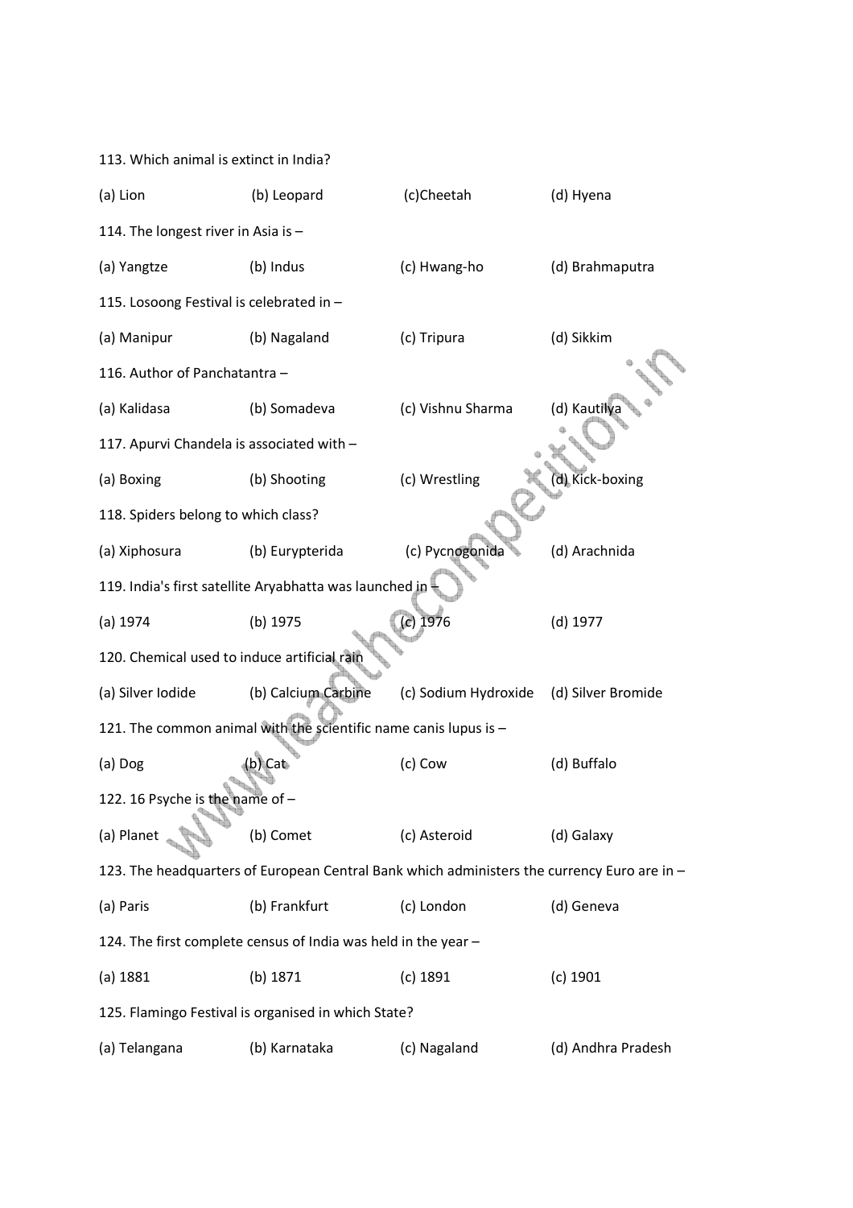113. Which animal is extinct in India?

(a) Lion (b) Leopard (c)Cheetah (d) Hyena

114. The longest river in Asia is –

(a) Yangtze (b) Indus (c) Hwang-ho (d) Brahmaputra

115. Losoong Festival is celebrated in –

(a) Manipur (b) Nagaland (c) Tripura (d) Sikkim

116. Author of Panchatantra –

(a) Kalidasa (b) Somadeva (c) Vishnu Sharma (d) Kautilya

117. Apurvi Chandela is associated with –

(a) Boxing (b) Shooting (c) Wrestling (d) Kick-boxing

118. Spiders belong to which class?

(a) Xiphosura (b) Eurypterida (c) Pycnogonida (d) Arachnida

119. India's first satellite Aryabhatta was launched in –

(a) 1974 (b) 1975 (c) 1976 (d) 1977

120. Chemical used to induce artificial rain

(a) Silver Iodide (b) Calcium Carbine (c) Sodium Hydroxide (d) Silver Bromide

121. The common animal with the scientific name canis lupus is –

(a) Dog (b) Cat (c) Cow (d) Buffalo

122. 16 Psyche is the name of –

(a) Planet (b) Comet (c) Asteroid (d) Galaxy

123. The headquarters of European Central Bank which administers the currency Euro are in –

(a) Paris (b) Frankfurt (c) London (d) Geneva

124. The first complete census of India was held in the year –

(a) 1881 (b) 1871 (c) 1891 (c) 1901

125. Flamingo Festival is organised in which State?

(a) Telangana (b) Karnataka (c) Nagaland (d) Andhra Pradesh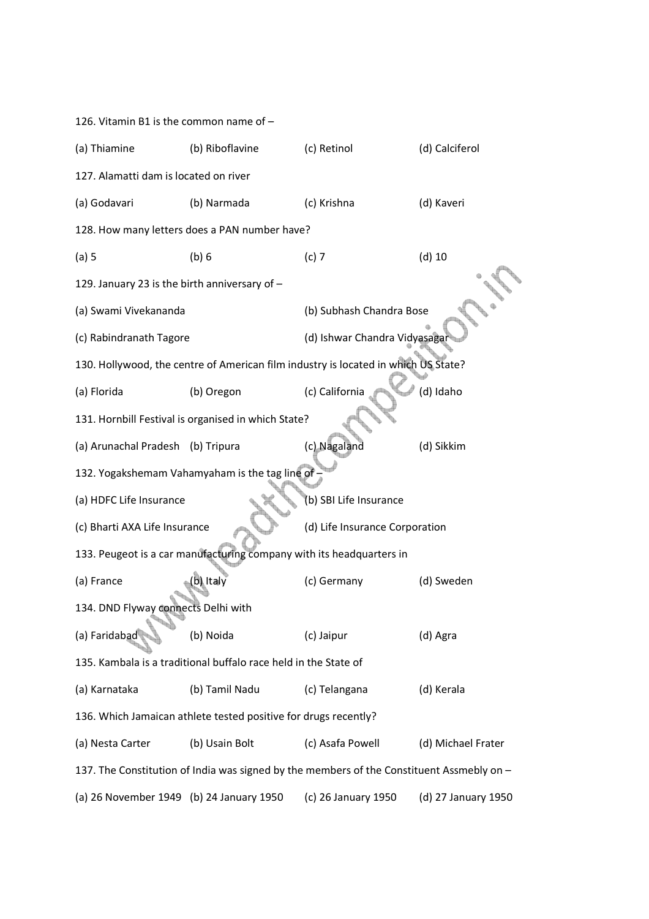126. Vitamin B1 is the common name of –

(a) Thiamine (b) Riboflavine (c) Retinol (d) Calciferol

127. Alamatti dam is located on river

(a) Godavari (b) Narmada (c) Krishna (d) Kaveri

128. How many letters does a PAN number have?

(a) 5 (b) 6 (c) 7 (d) 10

129. January 23 is the birth anniversary of –

(a) Swami Vivekananda (b) Subhash Chandra Bose

(c) Rabindranath Tagore (d) Ishwar Chandra Vidyasagar

130. Hollywood, the centre of American film industry is located in which US State?

(a) Florida (b) Oregon (c) California (d) Idaho

131. Hornbill Festival is organised in which State?

(a) Arunachal Pradesh (b) Tripura (c) Nagaland (d) Sikkim

132. Yogakshemam Vahamyaham is the tag line of –

(a) HDFC Life Insurance (b) SBI Life Insurance

(c) Bharti AXA Life Insurance (d) Life Insurance Corporation

133. Peugeot is a car manufacturing company with its headquarters in

(a) France (b) Italy (c) Germany (d) Sweden

134. DND Flyway connects Delhi with

(a) Faridabad (b) Noida (c) Jaipur (d) Agra

135. Kambala is a traditional buffalo race held in the State of

(a) Karnataka (b) Tamil Nadu (c) Telangana (d) Kerala

136. Which Jamaican athlete tested positive for drugs recently?

(a) Nesta Carter (b) Usain Bolt (c) Asafa Powell (d) Michael Frater

137. The Constitution of India was signed by the members of the Constituent Assmebly on –

(a) 26 November 1949 (b) 24 January 1950 (c) 26 January 1950 (d) 27 January 1950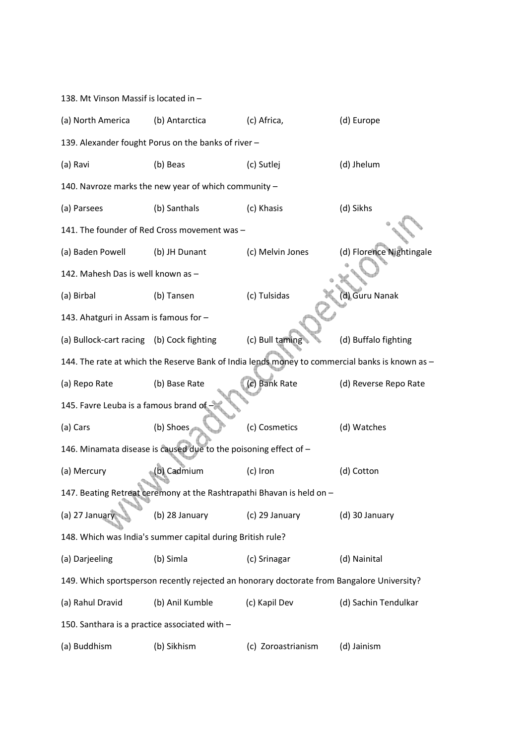138. Mt Vinson Massif is located in –

(a) North America (b) Antarctica (c) Africa, (d) Europe

139. Alexander fought Porus on the banks of river –

(a) Ravi (b) Beas (c) Sutlej (d) Jhelum

140. Navroze marks the new year of which community –

(a) Parsees (b) Santhals (c) Khasis (d) Sikhs

141. The founder of Red Cross movement was –

(a) Baden Powell (b) JH Dunant (c) Melvin Jones (d) Florence Nightingale

142. Mahesh Das is well known as –

(a) Birbal (b) Tansen (c) Tulsidas (d) Guru Nanak

143. Ahatguri in Assam is famous for –

(a) Bullock-cart racing (b) Cock fighting (c) Bull taming (d) Buffalo fighting

144. The rate at which the Reserve Bank of India lends money to commercial banks is known as –

(a) Repo Rate (b) Base Rate (c) Bank Rate (d) Reverse Repo Rate

145. Favre Leuba is a famous brand of –

(a) Cars (b) Shoes (c) Cosmetics (d) Watches

146. Minamata disease is caused due to the poisoning effect of –

(a) Mercury (b) Cadmium (c) Iron (d) Cotton

147. Beating Retreat ceremony at the Rashtrapathi Bhavan is held on –

(a) 27 January (b) 28 January (c) 29 January (d) 30 January

148. Which was India's summer capital during British rule?

(a) Darjeeling (b) Simla (c) Srinagar (d) Nainital

149. Which sportsperson recently rejected an honorary doctorate from Bangalore University?

(a) Rahul Dravid (b) Anil Kumble (c) Kapil Dev (d) Sachin Tendulkar

150. Santhara is a practice associated with –

(a) Buddhism (b) Sikhism (c) Zoroastrianism (d) Jainism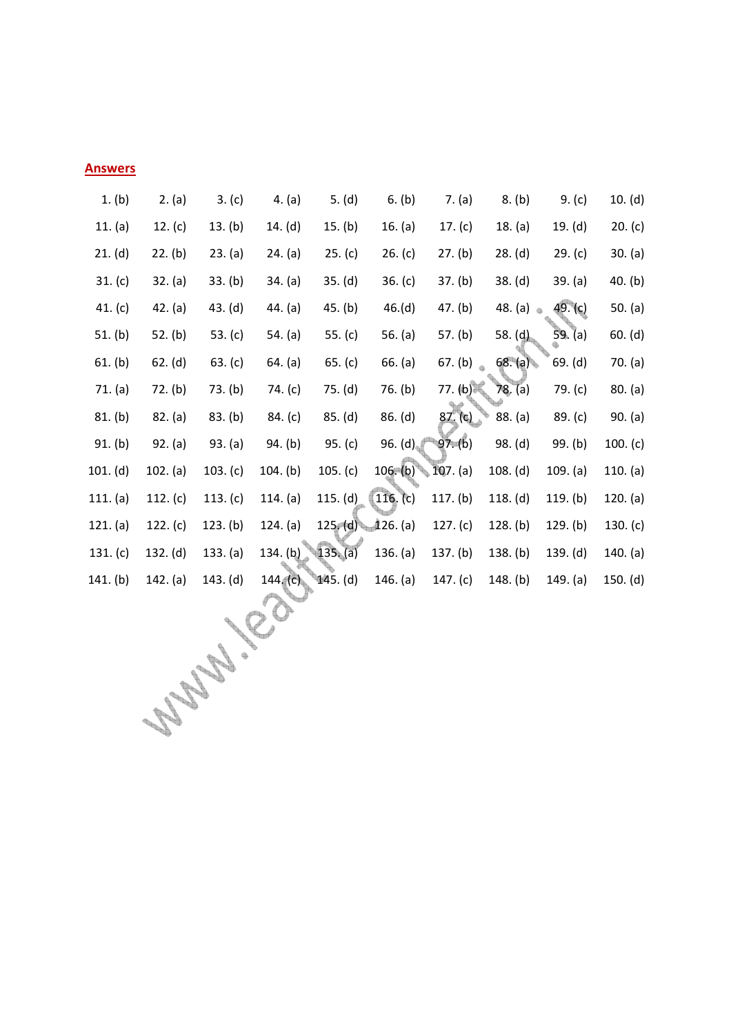## Answers

| | | | | | | | | | |
|---|---|---|---|---|---|---|---|---|---|
| 1. (b) | 2. (a) | 3. (c) | 4. (a) | 5. (d) | 6. (b) | 7. (a) | 8. (b) | 9. (c) | 10. (d) |
| 11. (a) | 12. (c) | 13. (b) | 14. (d) | 15. (b) | 16. (a) | 17. (c) | 18. (a) | 19. (d) | 20. (c) |
| 21. (d) | 22. (b) | 23. (a) | 24. (a) | 25. (c) | 26. (c) | 27. (b) | 28. (d) | 29. (c) | 30. (a) |
| 31. (c) | 32. (a) | 33. (b) | 34. (a) | 35. (d) | 36. (c) | 37. (b) | 38. (d) | 39. (a) | 40. (b) |
| 41. (c) | 42. (a) | 43. (d) | 44. (a) | 45. (b) | 46.(d) | 47. (b) | 48. (a) | 49. (c) | 50. (a) |
| 51. (b) | 52. (b) | 53. (c) | 54. (a) | 55. (c) | 56. (a) | 57. (b) | 58. (d) | 59. (a) | 60. (d) |
| 61. (b) | 62. (d) | 63. (c) | 64. (a) | 65. (c) | 66. (a) | 67. (b) | 68. (a) | 69. (d) | 70. (a) |
| 71. (a) | 72. (b) | 73. (b) | 74. (c) | 75. (d) | 76. (b) | 77. (b) | 78. (a) | 79. (c) | 80. (a) |
| 81. (b) | 82. (a) | 83. (b) | 84. (c) | 85. (d) | 86. (d) | 87. (c) | 88. (a) | 89. (c) | 90. (a) |
| 91. (b) | 92. (a) | 93. (a) | 94. (b) | 95. (c) | 96. (d) | 97. (b) | 98. (d) | 99. (b) | 100. (c) |
| 101. (d) | 102. (a) | 103. (c) | 104. (b) | 105. (c) | 106. (b) | 107. (a) | 108. (d) | 109. (a) | 110. (a) |
| 111. (a) | 112. (c) | 113. (c) | 114. (a) | 115. (d) | 116. (c) | 117. (b) | 118. (d) | 119. (b) | 120. (a) |
| 121. (a) | 122. (c) | 123. (b) | 124. (a) | 125. (d) | 126. (a) | 127. (c) | 128. (b) | 129. (b) | 130. (c) |
| 131. (c) | 132. (d) | 133. (a) | 134. (b) | 135. (a) | 136. (a) | 137. (b) | 138. (b) | 139. (d) | 140. (a) |
| 141. (b) | 142. (a) | 143. (d) | 144. (c) | 145. (d) | 146. (a) | 147. (c) | 148. (b) | 149. (a) | 150. (d) |